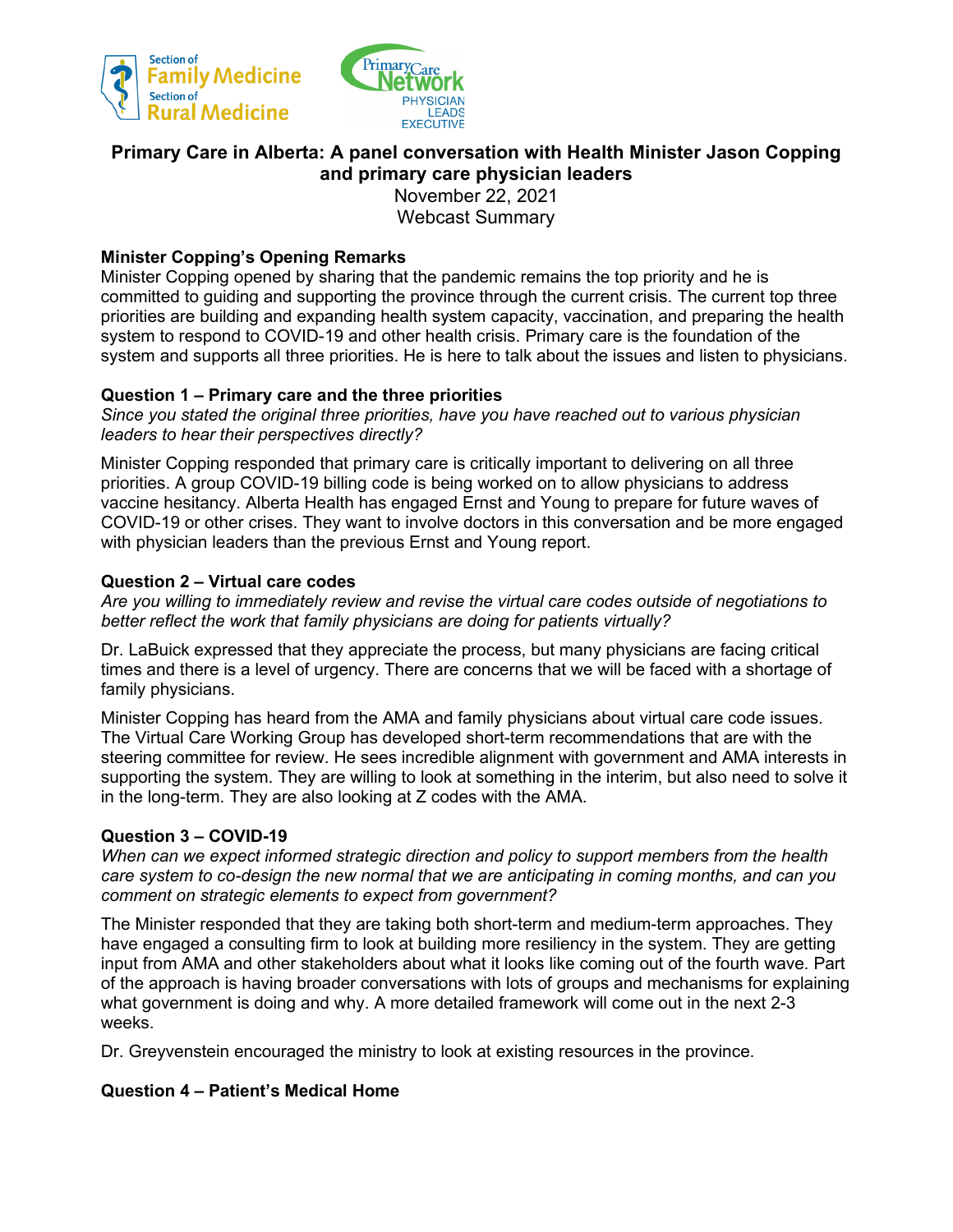# Primary Care in Alberta: A panel conversation with Health Minister Jason Copping and primary care physician leaders

November 22, 2021
Webcast Summary

## Minister Copping's Opening Remarks

Minister Copping opened by sharing that the pandemic remains the top priority and he is committed to guiding and supporting the province through the current crisis. The current top three priorities are building and expanding health system capacity, vaccination, and preparing the health system to respond to COVID-19 and other health crisis. Primary care is the foundation of the system and supports all three priorities. He is here to talk about the issues and listen to physicians.

## Question 1 – Primary care and the three priorities

*Since you stated the original three priorities, have you have reached out to various physician leaders to hear their perspectives directly?*

Minister Copping responded that primary care is critically important to delivering on all three priorities. A group COVID-19 billing code is being worked on to allow physicians to address vaccine hesitancy. Alberta Health has engaged Ernst and Young to prepare for future waves of COVID-19 or other crises. They want to involve doctors in this conversation and be more engaged with physician leaders than the previous Ernst and Young report.

## Question 2 – Virtual care codes

*Are you willing to immediately review and revise the virtual care codes outside of negotiations to better reflect the work that family physicians are doing for patients virtually?*

Dr. LaBuick expressed that they appreciate the process, but many physicians are facing critical times and there is a level of urgency. There are concerns that we will be faced with a shortage of family physicians.

Minister Copping has heard from the AMA and family physicians about virtual care code issues. The Virtual Care Working Group has developed short-term recommendations that are with the steering committee for review. He sees incredible alignment with government and AMA interests in supporting the system. They are willing to look at something in the interim, but also need to solve it in the long-term. They are also looking at Z codes with the AMA.

## Question 3 – COVID-19

*When can we expect informed strategic direction and policy to support members from the health care system to co-design the new normal that we are anticipating in coming months, and can you comment on strategic elements to expect from government?*

The Minister responded that they are taking both short-term and medium-term approaches. They have engaged a consulting firm to look at building more resiliency in the system. They are getting input from AMA and other stakeholders about what it looks like coming out of the fourth wave. Part of the approach is having broader conversations with lots of groups and mechanisms for explaining what government is doing and why. A more detailed framework will come out in the next 2-3 weeks.

Dr. Greyvenstein encouraged the ministry to look at existing resources in the province.

## Question 4 – Patient's Medical Home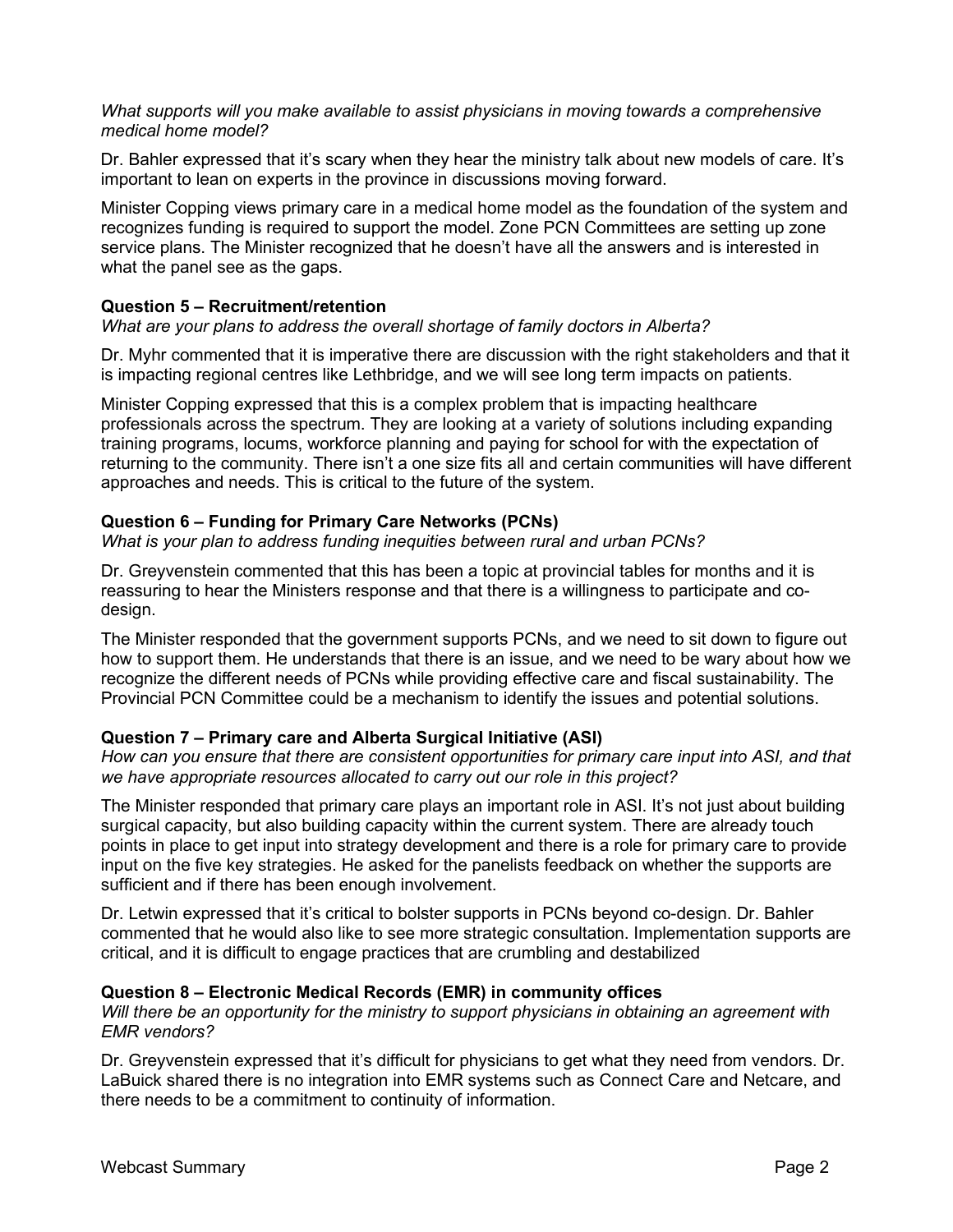*What supports will you make available to assist physicians in moving towards a comprehensive medical home model?*

Dr. Bahler expressed that it's scary when they hear the ministry talk about new models of care. It's important to lean on experts in the province in discussions moving forward.

Minister Copping views primary care in a medical home model as the foundation of the system and recognizes funding is required to support the model. Zone PCN Committees are setting up zone service plans. The Minister recognized that he doesn't have all the answers and is interested in what the panel see as the gaps.

**Question 5 – Recruitment/retention**

*What are your plans to address the overall shortage of family doctors in Alberta?*

Dr. Myhr commented that it is imperative there are discussion with the right stakeholders and that it is impacting regional centres like Lethbridge, and we will see long term impacts on patients.

Minister Copping expressed that this is a complex problem that is impacting healthcare professionals across the spectrum. They are looking at a variety of solutions including expanding training programs, locums, workforce planning and paying for school for with the expectation of returning to the community. There isn't a one size fits all and certain communities will have different approaches and needs. This is critical to the future of the system.

**Question 6 – Funding for Primary Care Networks (PCNs)**

*What is your plan to address funding inequities between rural and urban PCNs?*

Dr. Greyvenstein commented that this has been a topic at provincial tables for months and it is reassuring to hear the Ministers response and that there is a willingness to participate and co-design.

The Minister responded that the government supports PCNs, and we need to sit down to figure out how to support them. He understands that there is an issue, and we need to be wary about how we recognize the different needs of PCNs while providing effective care and fiscal sustainability. The Provincial PCN Committee could be a mechanism to identify the issues and potential solutions.

**Question 7 – Primary care and Alberta Surgical Initiative (ASI)**

*How can you ensure that there are consistent opportunities for primary care input into ASI, and that we have appropriate resources allocated to carry out our role in this project?*

The Minister responded that primary care plays an important role in ASI. It's not just about building surgical capacity, but also building capacity within the current system. There are already touch points in place to get input into strategy development and there is a role for primary care to provide input on the five key strategies. He asked for the panelists feedback on whether the supports are sufficient and if there has been enough involvement.

Dr. Letwin expressed that it's critical to bolster supports in PCNs beyond co-design. Dr. Bahler commented that he would also like to see more strategic consultation. Implementation supports are critical, and it is difficult to engage practices that are crumbling and destabilized

**Question 8 – Electronic Medical Records (EMR) in community offices**

*Will there be an opportunity for the ministry to support physicians in obtaining an agreement with EMR vendors?*

Dr. Greyvenstein expressed that it's difficult for physicians to get what they need from vendors. Dr. LaBuick shared there is no integration into EMR systems such as Connect Care and Netcare, and there needs to be a commitment to continuity of information.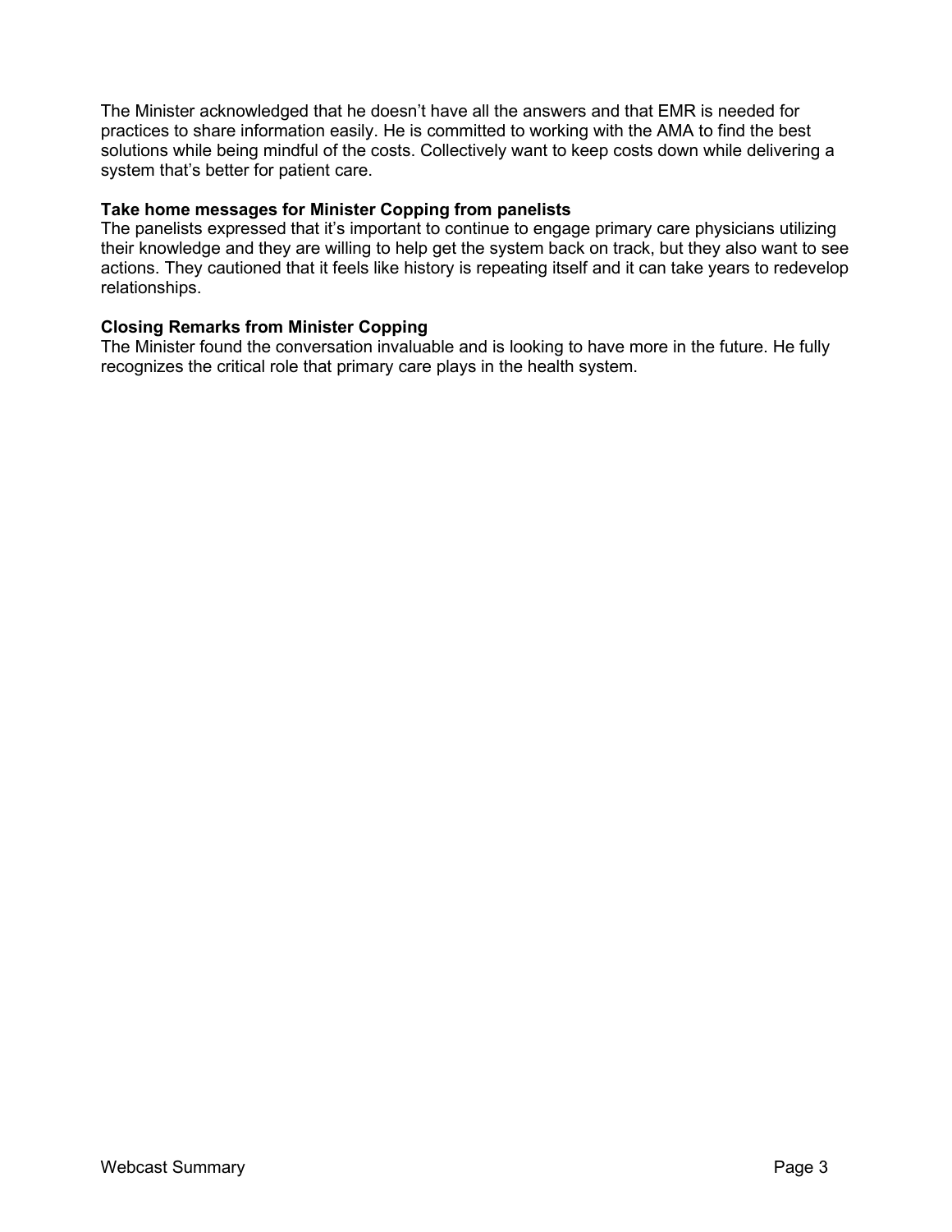The Minister acknowledged that he doesn't have all the answers and that EMR is needed for practices to share information easily. He is committed to working with the AMA to find the best solutions while being mindful of the costs. Collectively want to keep costs down while delivering a system that's better for patient care.

**Take home messages for Minister Copping from panelists**

The panelists expressed that it's important to continue to engage primary care physicians utilizing their knowledge and they are willing to help get the system back on track, but they also want to see actions. They cautioned that it feels like history is repeating itself and it can take years to redevelop relationships.

**Closing Remarks from Minister Copping**

The Minister found the conversation invaluable and is looking to have more in the future. He fully recognizes the critical role that primary care plays in the health system.